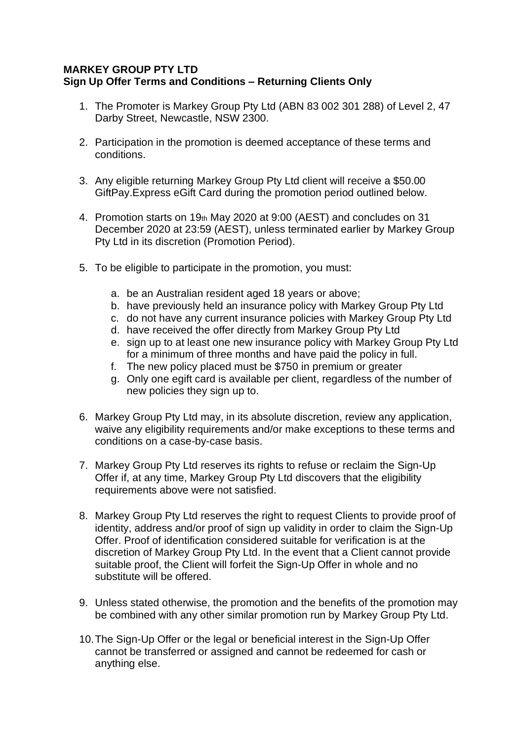**MARKEY GROUP PTY LTD**
**Sign Up Offer Terms and Conditions – Returning Clients Only**

1. The Promoter is Markey Group Pty Ltd (ABN 83 002 301 288) of Level 2, 47 Darby Street, Newcastle, NSW 2300.

2. Participation in the promotion is deemed acceptance of these terms and conditions.

3. Any eligible returning Markey Group Pty Ltd client will receive a $50.00 GiftPay.Express eGift Card during the promotion period outlined below.

4. Promotion starts on 19th May 2020 at 9:00 (AEST) and concludes on 31 December 2020 at 23:59 (AEST), unless terminated earlier by Markey Group Pty Ltd in its discretion (Promotion Period).

5. To be eligible to participate in the promotion, you must:

    a. be an Australian resident aged 18 years or above;
    b. have previously held an insurance policy with Markey Group Pty Ltd
    c. do not have any current insurance policies with Markey Group Pty Ltd
    d. have received the offer directly from Markey Group Pty Ltd
    e. sign up to at least one new insurance policy with Markey Group Pty Ltd for a minimum of three months and have paid the policy in full.
    f. The new policy placed must be $750 in premium or greater
    g. Only one egift card is available per client, regardless of the number of new policies they sign up to.

6. Markey Group Pty Ltd may, in its absolute discretion, review any application, waive any eligibility requirements and/or make exceptions to these terms and conditions on a case-by-case basis.

7. Markey Group Pty Ltd reserves its rights to refuse or reclaim the Sign-Up Offer if, at any time, Markey Group Pty Ltd discovers that the eligibility requirements above were not satisfied.

8. Markey Group Pty Ltd reserves the right to request Clients to provide proof of identity, address and/or proof of sign up validity in order to claim the Sign-Up Offer. Proof of identification considered suitable for verification is at the discretion of Markey Group Pty Ltd. In the event that a Client cannot provide suitable proof, the Client will forfeit the Sign-Up Offer in whole and no substitute will be offered.

9. Unless stated otherwise, the promotion and the benefits of the promotion may be combined with any other similar promotion run by Markey Group Pty Ltd.

10. The Sign-Up Offer or the legal or beneficial interest in the Sign-Up Offer cannot be transferred or assigned and cannot be redeemed for cash or anything else.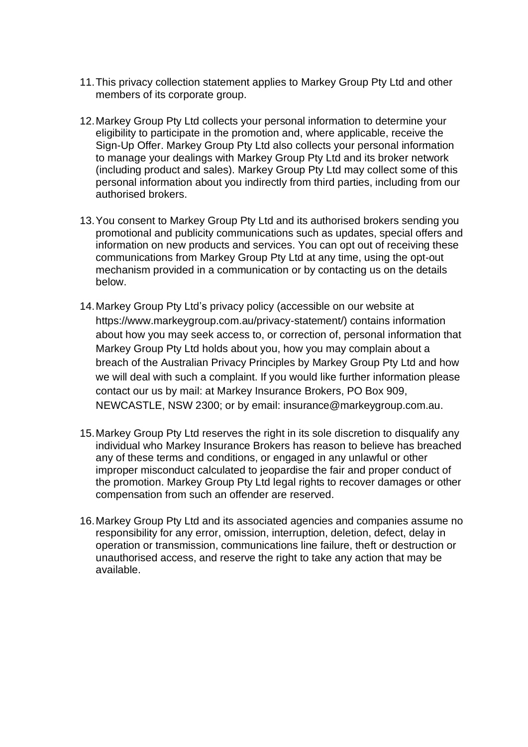11. This privacy collection statement applies to Markey Group Pty Ltd and other members of its corporate group.

12. Markey Group Pty Ltd collects your personal information to determine your eligibility to participate in the promotion and, where applicable, receive the Sign-Up Offer. Markey Group Pty Ltd also collects your personal information to manage your dealings with Markey Group Pty Ltd and its broker network (including product and sales). Markey Group Pty Ltd may collect some of this personal information about you indirectly from third parties, including from our authorised brokers.

13. You consent to Markey Group Pty Ltd and its authorised brokers sending you promotional and publicity communications such as updates, special offers and information on new products and services. You can opt out of receiving these communications from Markey Group Pty Ltd at any time, using the opt-out mechanism provided in a communication or by contacting us on the details below.

14. Markey Group Pty Ltd's privacy policy (accessible on our website at https://www.markeygroup.com.au/privacy-statement/) contains information about how you may seek access to, or correction of, personal information that Markey Group Pty Ltd holds about you, how you may complain about a breach of the Australian Privacy Principles by Markey Group Pty Ltd and how we will deal with such a complaint. If you would like further information please contact our us by mail: at Markey Insurance Brokers, PO Box 909, NEWCASTLE, NSW 2300; or by email: insurance@markeygroup.com.au.

15. Markey Group Pty Ltd reserves the right in its sole discretion to disqualify any individual who Markey Insurance Brokers has reason to believe has breached any of these terms and conditions, or engaged in any unlawful or other improper misconduct calculated to jeopardise the fair and proper conduct of the promotion. Markey Group Pty Ltd legal rights to recover damages or other compensation from such an offender are reserved.

16. Markey Group Pty Ltd and its associated agencies and companies assume no responsibility for any error, omission, interruption, deletion, defect, delay in operation or transmission, communications line failure, theft or destruction or unauthorised access, and reserve the right to take any action that may be available.